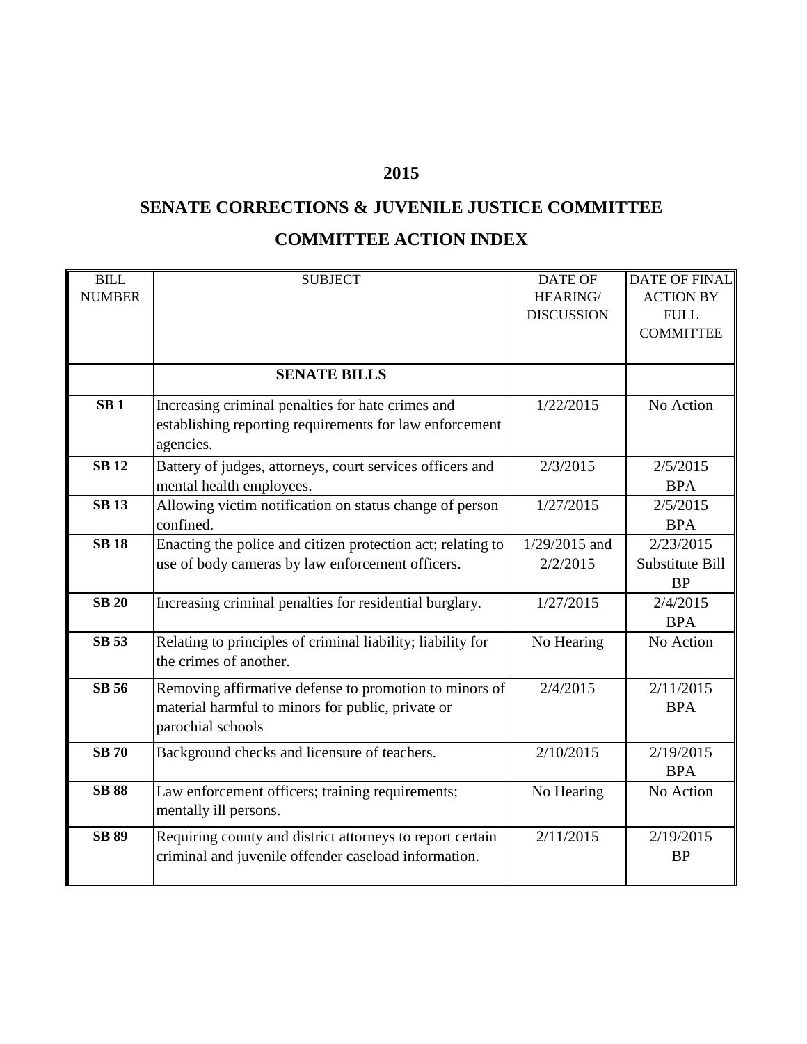# 2015

## SENATE CORRECTIONS & JUVENILE JUSTICE COMMITTEE

## COMMITTEE ACTION INDEX

| BILL NUMBER | SUBJECT | DATE OF HEARING/ DISCUSSION | DATE OF FINAL ACTION BY FULL COMMITTEE |
|---|---|---|---|
| | **SENATE BILLS** | | |
| **SB 1** | Increasing criminal penalties for hate crimes and establishing reporting requirements for law enforcement agencies. | 1/22/2015 | No Action |
| **SB 12** | Battery of judges, attorneys, court services officers and mental health employees. | 2/3/2015 | 2/5/2015 BPA |
| **SB 13** | Allowing victim notification on status change of person confined. | 1/27/2015 | 2/5/2015 BPA |
| **SB 18** | Enacting the police and citizen protection act; relating to use of body cameras by law enforcement officers. | 1/29/2015 and 2/2/2015 | 2/23/2015 Substitute Bill BP |
| **SB 20** | Increasing criminal penalties for residential burglary. | 1/27/2015 | 2/4/2015 BPA |
| **SB 53** | Relating to principles of criminal liability; liability for the crimes of another. | No Hearing | No Action |
| **SB 56** | Removing affirmative defense to promotion to minors of material harmful to minors for public, private or parochial schools | 2/4/2015 | 2/11/2015 BPA |
| **SB 70** | Background checks and licensure of teachers. | 2/10/2015 | 2/19/2015 BPA |
| **SB 88** | Law enforcement officers; training requirements; mentally ill persons. | No Hearing | No Action |
| **SB 89** | Requiring county and district attorneys to report certain criminal and juvenile offender caseload information. | 2/11/2015 | 2/19/2015 BP |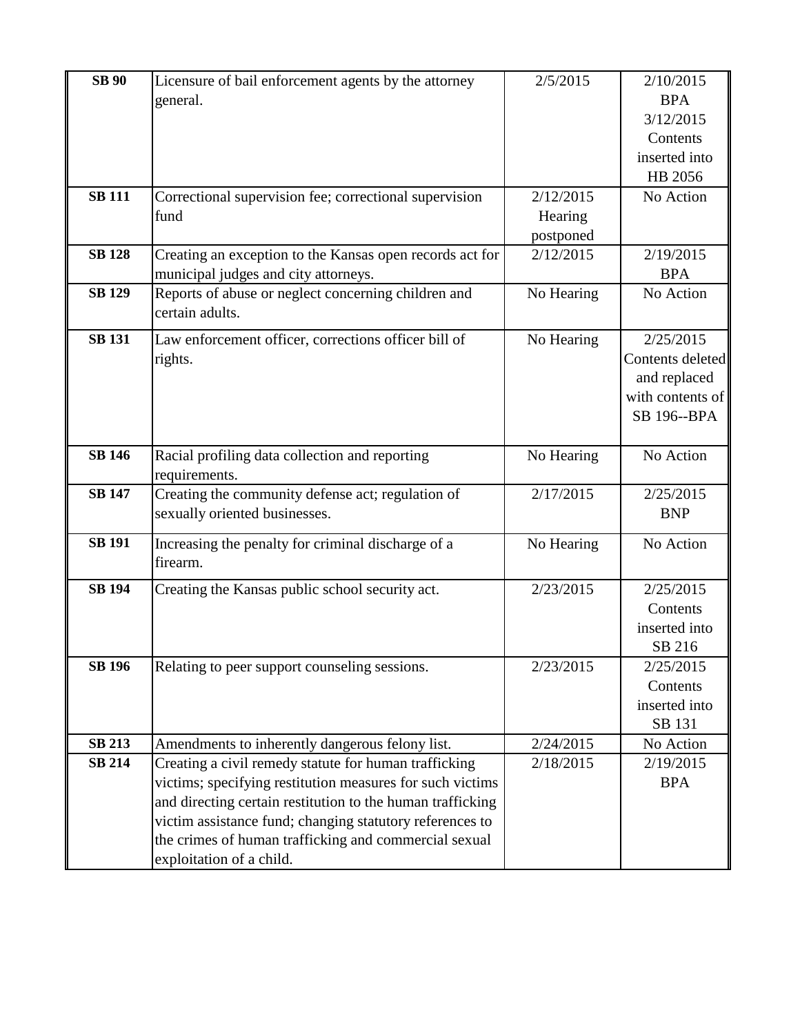| | | | |
|---|---|---|---|
| **SB 90** | Licensure of bail enforcement agents by the attorney general. | 2/5/2015 | 2/10/2015 BPA 3/12/2015 Contents inserted into HB 2056 |
| **SB 111** | Correctional supervision fee; correctional supervision fund | 2/12/2015 Hearing postponed | No Action |
| **SB 128** | Creating an exception to the Kansas open records act for municipal judges and city attorneys. | 2/12/2015 | 2/19/2015 BPA |
| **SB 129** | Reports of abuse or neglect concerning children and certain adults. | No Hearing | No Action |
| **SB 131** | Law enforcement officer, corrections officer bill of rights. | No Hearing | 2/25/2015 Contents deleted and replaced with contents of SB 196--BPA |
| **SB 146** | Racial profiling data collection and reporting requirements. | No Hearing | No Action |
| **SB 147** | Creating the community defense act; regulation of sexually oriented businesses. | 2/17/2015 | 2/25/2015 BNP |
| **SB 191** | Increasing the penalty for criminal discharge of a firearm. | No Hearing | No Action |
| **SB 194** | Creating the Kansas public school security act. | 2/23/2015 | 2/25/2015 Contents inserted into SB 216 |
| **SB 196** | Relating to peer support counseling sessions. | 2/23/2015 | 2/25/2015 Contents inserted into SB 131 |
| **SB 213** | Amendments to inherently dangerous felony list. | 2/24/2015 | No Action |
| **SB 214** | Creating a civil remedy statute for human trafficking victims; specifying restitution measures for such victims and directing certain restitution to the human trafficking victim assistance fund; changing statutory references to the crimes of human trafficking and commercial sexual exploitation of a child. | 2/18/2015 | 2/19/2015 BPA |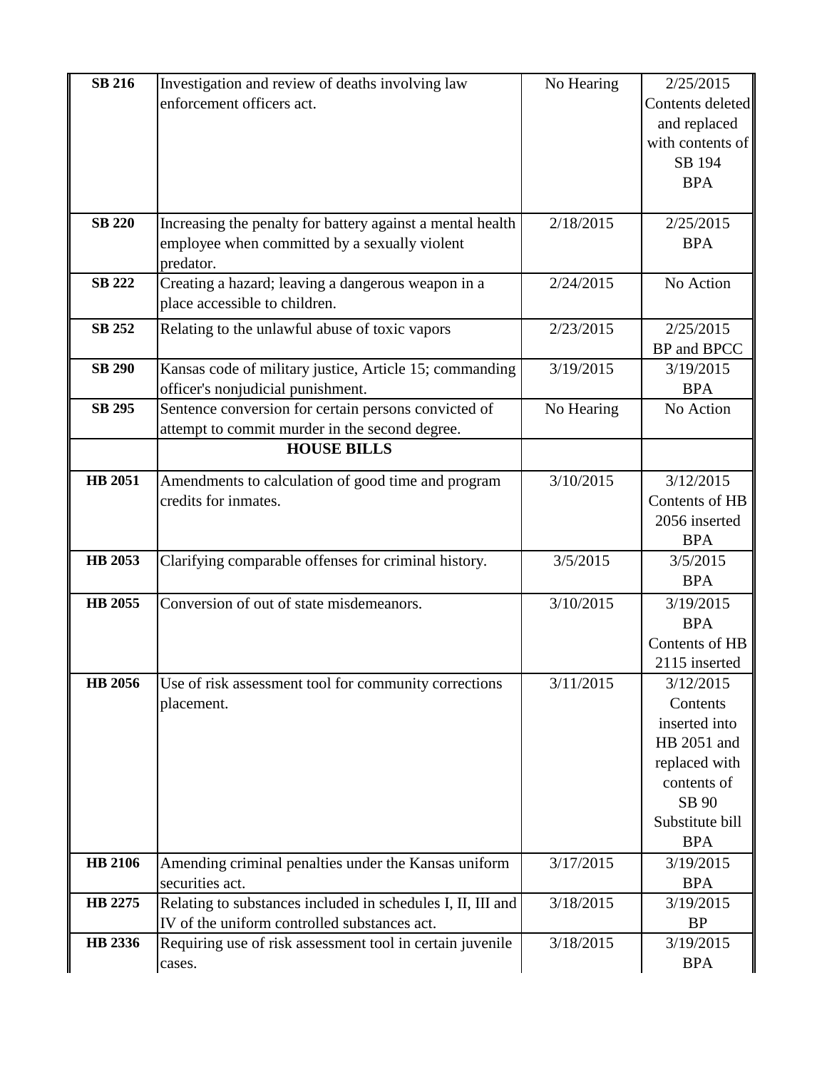| | | | |
|---|---|---|---|
| **SB 216** | Investigation and review of deaths involving law enforcement officers act. | No Hearing | 2/25/2015 Contents deleted and replaced with contents of SB 194 BPA |
| **SB 220** | Increasing the penalty for battery against a mental health employee when committed by a sexually violent predator. | 2/18/2015 | 2/25/2015 BPA |
| **SB 222** | Creating a hazard; leaving a dangerous weapon in a place accessible to children. | 2/24/2015 | No Action |
| **SB 252** | Relating to the unlawful abuse of toxic vapors | 2/23/2015 | 2/25/2015 BP and BPCC |
| **SB 290** | Kansas code of military justice, Article 15; commanding officer's nonjudicial punishment. | 3/19/2015 | 3/19/2015 BPA |
| **SB 295** | Sentence conversion for certain persons convicted of attempt to commit murder in the second degree. | No Hearing | No Action |
| | **HOUSE BILLS** | | |
| **HB 2051** | Amendments to calculation of good time and program credits for inmates. | 3/10/2015 | 3/12/2015 Contents of HB 2056 inserted BPA |
| **HB 2053** | Clarifying comparable offenses for criminal history. | 3/5/2015 | 3/5/2015 BPA |
| **HB 2055** | Conversion of out of state misdemeanors. | 3/10/2015 | 3/19/2015 BPA Contents of HB 2115 inserted |
| **HB 2056** | Use of risk assessment tool for community corrections placement. | 3/11/2015 | 3/12/2015 Contents inserted into HB 2051 and replaced with contents of SB 90 Substitute bill BPA |
| **HB 2106** | Amending criminal penalties under the Kansas uniform securities act. | 3/17/2015 | 3/19/2015 BPA |
| **HB 2275** | Relating to substances included in schedules I, II, III and IV of the uniform controlled substances act. | 3/18/2015 | 3/19/2015 BP |
| **HB 2336** | Requiring use of risk assessment tool in certain juvenile cases. | 3/18/2015 | 3/19/2015 BPA |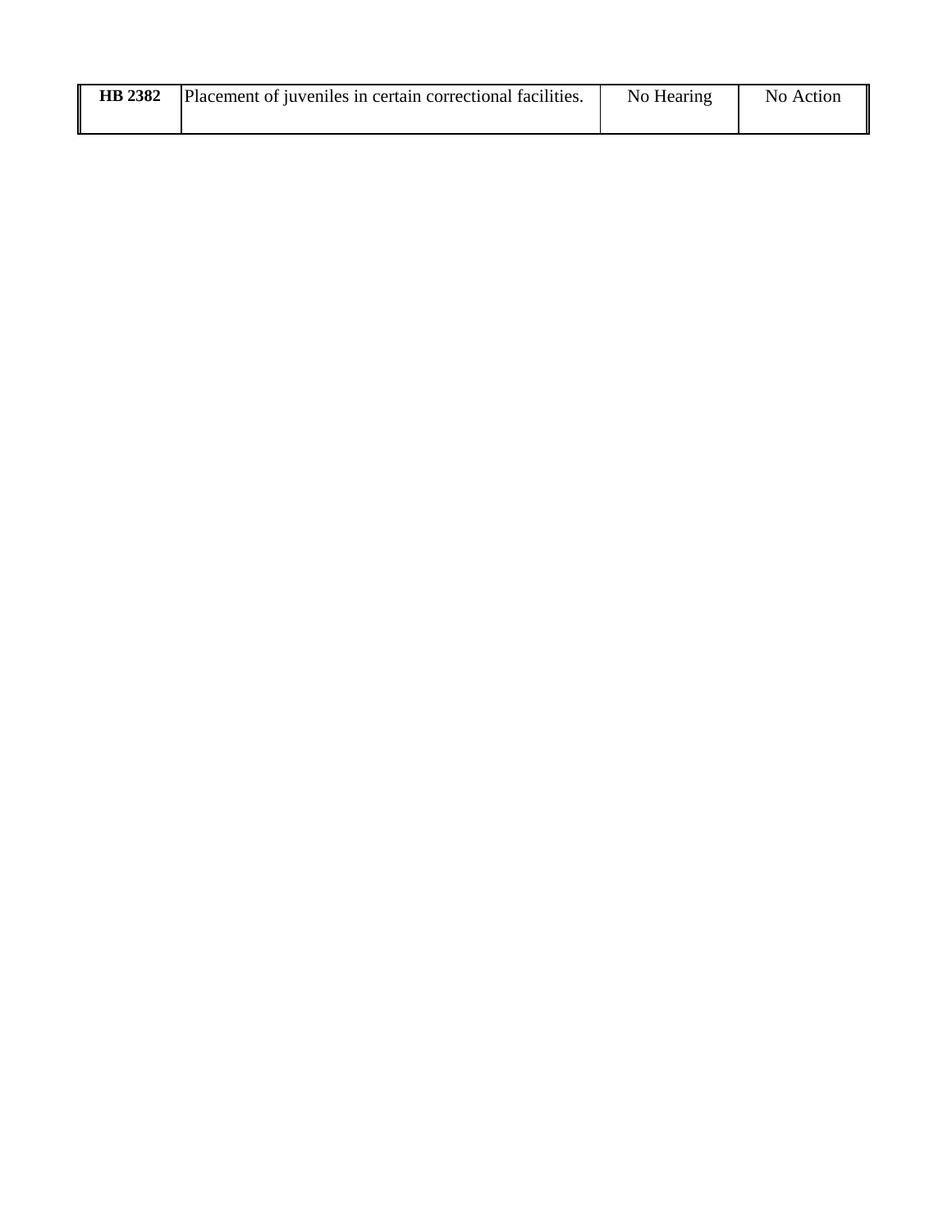| | | | |
|---|---|---|---|
| **HB 2382** | Placement of juveniles in certain correctional facilities. | No Hearing | No Action |